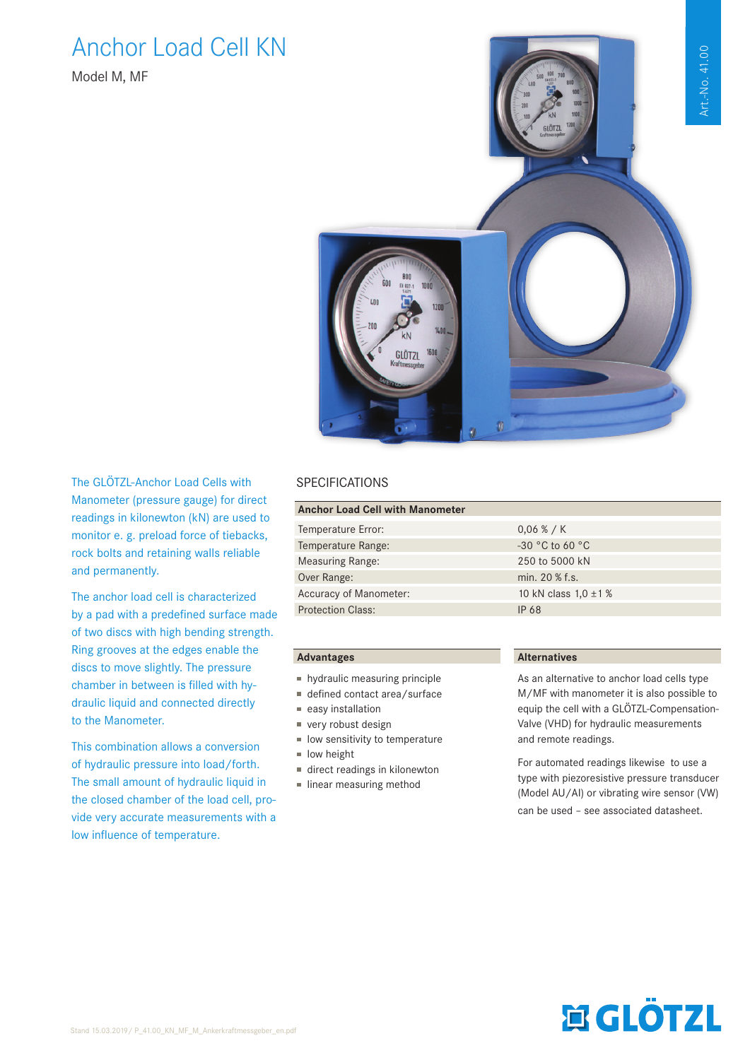# Anchor Load Cell KN

Model M, MF

Art.-No. 41.00

The GLÖTZL-Anchor Load Cells with Manometer (pressure gauge) for direct readings in kilonewton (kN) are used to monitor e. g. preload force of tiebacks, rock bolts and retaining walls reliable and permanently.

The anchor load cell is characterized by a pad with a predefined surface made of two discs with high bending strength. Ring grooves at the edges enable the discs to move slightly. The pressure chamber in between is filled with hydraulic liquid and connected directly to the Manometer.

This combination allows a conversion of hydraulic pressure into load/forth. The small amount of hydraulic liquid in the closed chamber of the load cell, provide very accurate measurements with a low influence of temperature.

## SPECIFICATIONS

| Anchor Load Cell with Manometer | |
|---|---|
| Temperature Error: | 0,06 % / K |
| Temperature Range: | -30 °C to 60 °C |
| Measuring Range: | 250 to 5000 kN |
| Over Range: | min. 20 % f.s. |
| Accuracy of Manometer: | 10 kN class 1,0 ±1 % |
| Protection Class: | IP 68 |

### Advantages

- hydraulic measuring principle
- defined contact area/surface
- easy installation
- very robust design
- low sensitivity to temperature
- low height
- direct readings in kilonewton
- linear measuring method

### Alternatives

As an alternative to anchor load cells type M/MF with manometer it is also possible to equip the cell with a GLÖTZL-Compensation-Valve (VHD) for hydraulic measurements and remote readings.

For automated readings likewise to use a type with piezoresistive pressure transducer (Model AU/AI) or vibrating wire sensor (VW) can be used – see associated datasheet.

Stand 15.03.2019/ P_41.00_KN_MF_M_Ankerkraftmessgeber_en.pdf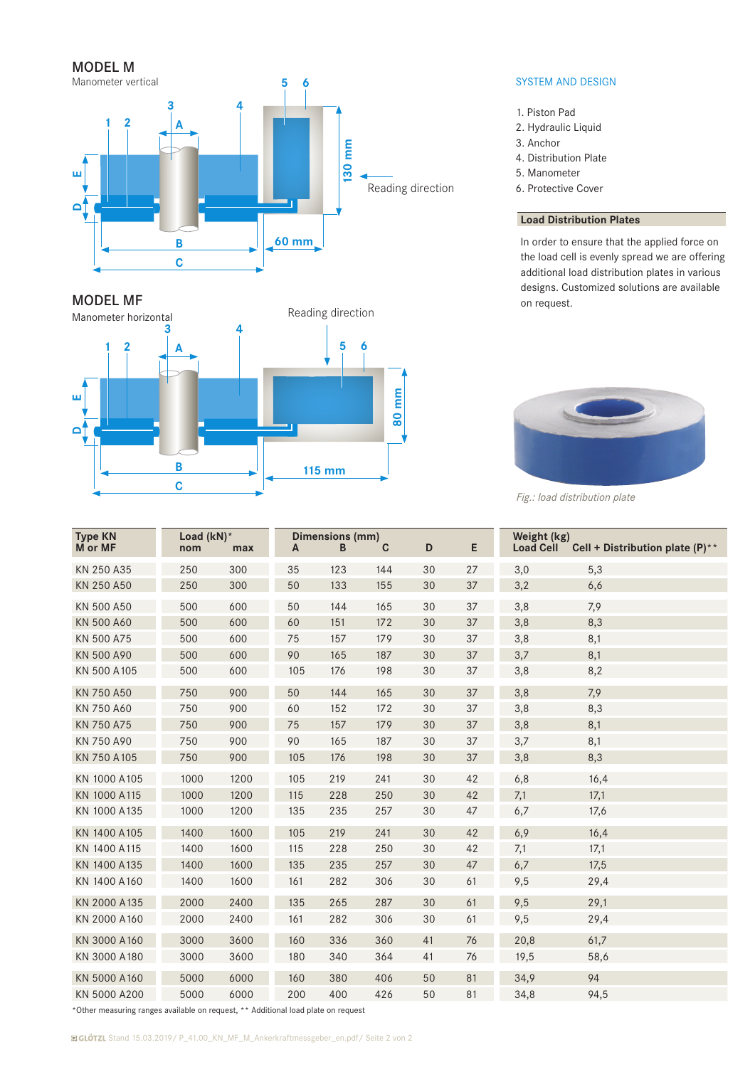## MODEL M

Manometer vertical

1 2 3 4 5 6
A
E
D
B
C
130 mm
60 mm
Reading direction

## MODEL MF

Manometer horizontal

Reading direction
1 2 3 4 5 6
A
E
D
B
C
80 mm
115 mm

## SYSTEM AND DESIGN

1. Piston Pad
2. Hydraulic Liquid
3. Anchor
4. Distribution Plate
5. Manometer
6. Protective Cover

### Load Distribution Plates

In order to ensure that the applied force on the load cell is evenly spread we are offering additional load distribution plates in various designs. Customized solutions are available on request.

*Fig.: load distribution plate*

| Type KN M or MF | Load (kN)* nom | max | Dimensions (mm) A | B | C | D | E | Weight (kg) Load Cell | Cell + Distribution plate (P)** |
|---|---|---|---|---|---|---|---|---|---|
| KN 250 A35 | 250 | 300 | 35 | 123 | 144 | 30 | 27 | 3,0 | 5,3 |
| KN 250 A50 | 250 | 300 | 50 | 133 | 155 | 30 | 37 | 3,2 | 6,6 |
| KN 500 A50 | 500 | 600 | 50 | 144 | 165 | 30 | 37 | 3,8 | 7,9 |
| KN 500 A60 | 500 | 600 | 60 | 151 | 172 | 30 | 37 | 3,8 | 8,3 |
| KN 500 A75 | 500 | 600 | 75 | 157 | 179 | 30 | 37 | 3,8 | 8,1 |
| KN 500 A90 | 500 | 600 | 90 | 165 | 187 | 30 | 37 | 3,7 | 8,1 |
| KN 500 A105 | 500 | 600 | 105 | 176 | 198 | 30 | 37 | 3,8 | 8,2 |
| KN 750 A50 | 750 | 900 | 50 | 144 | 165 | 30 | 37 | 3,8 | 7,9 |
| KN 750 A60 | 750 | 900 | 60 | 152 | 172 | 30 | 37 | 3,8 | 8,3 |
| KN 750 A75 | 750 | 900 | 75 | 157 | 179 | 30 | 37 | 3,8 | 8,1 |
| KN 750 A90 | 750 | 900 | 90 | 165 | 187 | 30 | 37 | 3,7 | 8,1 |
| KN 750 A105 | 750 | 900 | 105 | 176 | 198 | 30 | 37 | 3,8 | 8,3 |
| KN 1000 A105 | 1000 | 1200 | 105 | 219 | 241 | 30 | 42 | 6,8 | 16,4 |
| KN 1000 A115 | 1000 | 1200 | 115 | 228 | 250 | 30 | 42 | 7,1 | 17,1 |
| KN 1000 A135 | 1000 | 1200 | 135 | 235 | 257 | 30 | 47 | 6,7 | 17,6 |
| KN 1400 A105 | 1400 | 1600 | 105 | 219 | 241 | 30 | 42 | 6,9 | 16,4 |
| KN 1400 A115 | 1400 | 1600 | 115 | 228 | 250 | 30 | 42 | 7,1 | 17,1 |
| KN 1400 A135 | 1400 | 1600 | 135 | 235 | 257 | 30 | 47 | 6,7 | 17,5 |
| KN 1400 A160 | 1400 | 1600 | 161 | 282 | 306 | 30 | 61 | 9,5 | 29,4 |
| KN 2000 A135 | 2000 | 2400 | 135 | 265 | 287 | 30 | 61 | 9,5 | 29,1 |
| KN 2000 A160 | 2000 | 2400 | 161 | 282 | 306 | 30 | 61 | 9,5 | 29,4 |
| KN 3000 A160 | 3000 | 3600 | 160 | 336 | 360 | 41 | 76 | 20,8 | 61,7 |
| KN 3000 A180 | 3000 | 3600 | 180 | 340 | 364 | 41 | 76 | 19,5 | 58,6 |
| KN 5000 A160 | 5000 | 6000 | 160 | 380 | 406 | 50 | 81 | 34,9 | 94 |
| KN 5000 A200 | 5000 | 6000 | 200 | 400 | 426 | 50 | 81 | 34,8 | 94,5 |

*Other measuring ranges available on request, ** Additional load plate on request